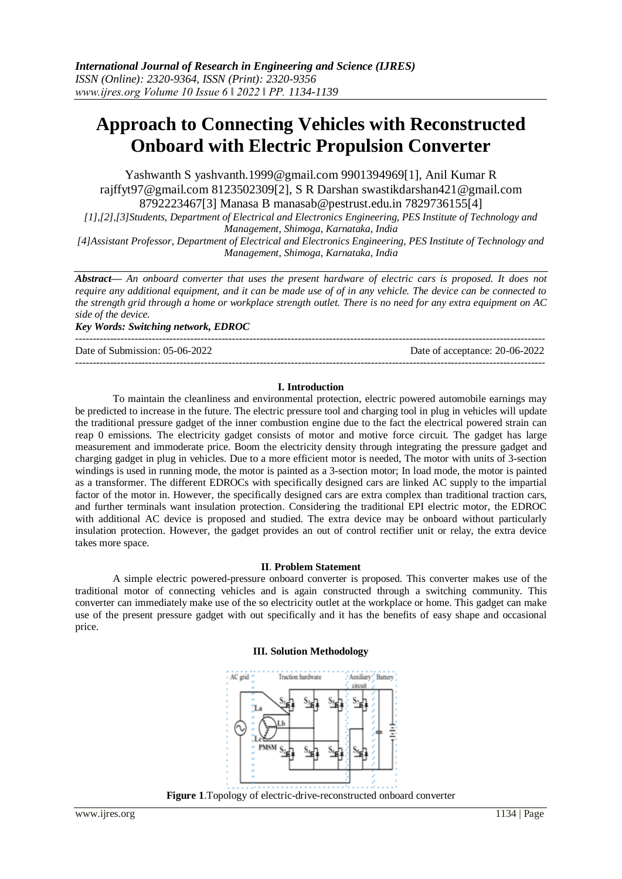# Approach to Connecting Vehicles with Reconstructed Onboard with Electric Propulsion Converter

Yashwanth S yashvanth.1999@gmail.com 9901394969[1], Anil Kumar R rajffyt97@gmail.com 8123502309[2], S R Darshan swastikdarshan421@gmail.com 8792223467[3] Manasa B manasab@pestrust.edu.in 7829736155[4]

*[1],[2],[3]Students, Department of Electrical and Electronics Engineering, PES Institute of Technology and Management, Shimoga, Karnataka, India*

*[4]Assistant Professor, Department of Electrical and Electronics Engineering, PES Institute of Technology and Management, Shimoga, Karnataka, India*

***Abstract—*** *An onboard converter that uses the present hardware of electric cars is proposed. It does not require any additional equipment, and it can be made use of of in any vehicle. The device can be connected to the strength grid through a home or workplace strength outlet. There is no need for any extra equipment on AC side of the device.*

***Key Words: Switching network, EDROC***

Date of Submission: 05-06-2022 Date of acceptance: 20-06-2022

## I. Introduction

To maintain the cleanliness and environmental protection, electric powered automobile earnings may be predicted to increase in the future. The electric pressure tool and charging tool in plug in vehicles will update the traditional pressure gadget of the inner combustion engine due to the fact the electrical powered strain can reap 0 emissions. The electricity gadget consists of motor and motive force circuit. The gadget has large measurement and immoderate price. Boom the electricity density through integrating the pressure gadget and charging gadget in plug in vehicles. Due to a more efficient motor is needed, The motor with units of 3-section windings is used in running mode, the motor is painted as a 3-section motor; In load mode, the motor is painted as a transformer. The different EDROCs with specifically designed cars are linked AC supply to the impartial factor of the motor in. However, the specifically designed cars are extra complex than traditional traction cars, and further terminals want insulation protection. Considering the traditional EPI electric motor, the EDROC with additional AC device is proposed and studied. The extra device may be onboard without particularly insulation protection. However, the gadget provides an out of control rectifier unit or relay, the extra device takes more space.

## II. Problem Statement

A simple electric powered-pressure onboard converter is proposed. This converter makes use of the traditional motor of connecting vehicles and is again constructed through a switching community. This converter can immediately make use of the so electricity outlet at the workplace or home. This gadget can make use of the present pressure gadget with out specifically and it has the benefits of easy shape and occasional price.

## III. Solution Methodology

**Figure 1**.Topology of electric-drive-reconstructed onboard converter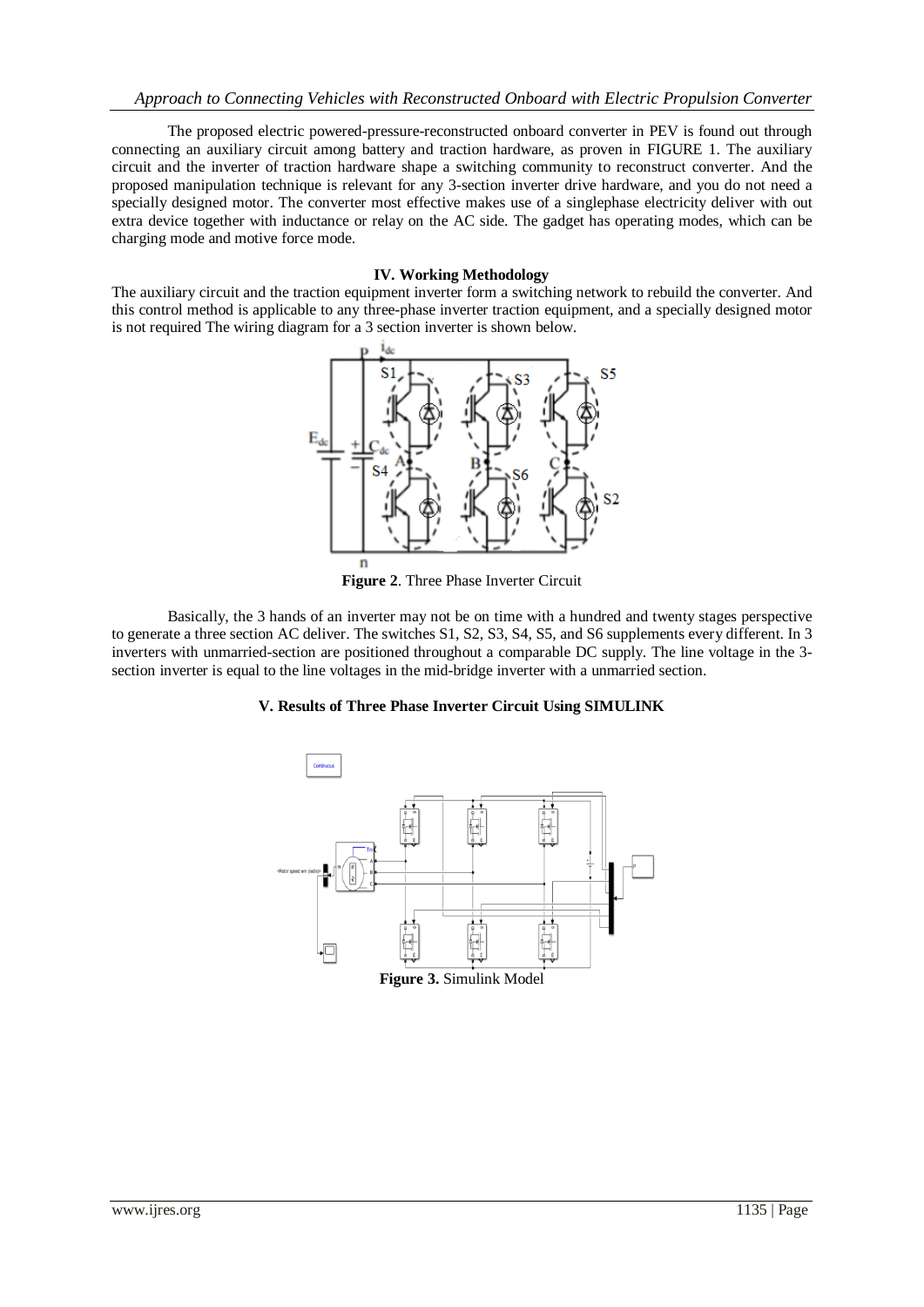The proposed electric powered-pressure-reconstructed onboard converter in PEV is found out through connecting an auxiliary circuit among battery and traction hardware, as proven in FIGURE 1. The auxiliary circuit and the inverter of traction hardware shape a switching community to reconstruct converter. And the proposed manipulation technique is relevant for any 3-section inverter drive hardware, and you do not need a specially designed motor. The converter most effective makes use of a singlephase electricity deliver with out extra device together with inductance or relay on the AC side. The gadget has operating modes, which can be charging mode and motive force mode.

## IV. Working Methodology

The auxiliary circuit and the traction equipment inverter form a switching network to rebuild the converter. And this control method is applicable to any three-phase inverter traction equipment, and a specially designed motor is not required The wiring diagram for a 3 section inverter is shown below.

**Figure 2**. Three Phase Inverter Circuit

Basically, the 3 hands of an inverter may not be on time with a hundred and twenty stages perspective to generate a three section AC deliver. The switches S1, S2, S3, S4, S5, and S6 supplements every different. In 3 inverters with unmarried-section are positioned throughout a comparable DC supply. The line voltage in the 3-section inverter is equal to the line voltages in the mid-bridge inverter with a unmarried section.

## V. Results of Three Phase Inverter Circuit Using SIMULINK

**Figure 3.** Simulink Model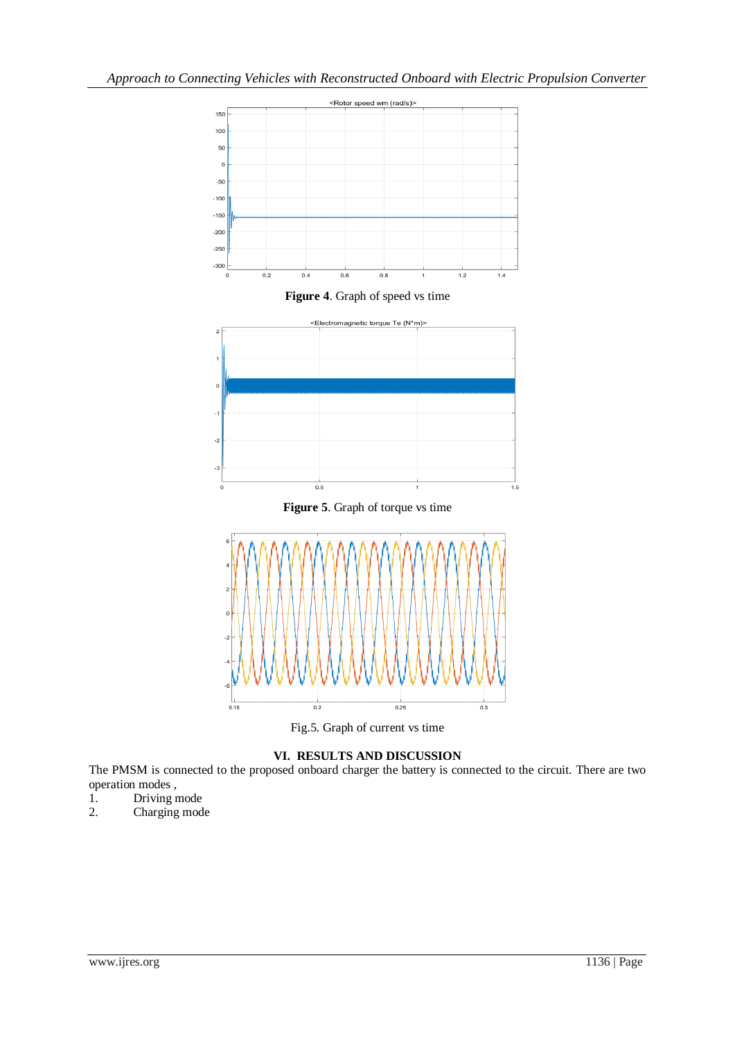Figure 4. Graph of speed vs time

Figure 5. Graph of torque vs time

Fig.5. Graph of current vs time

## VI. RESULTS AND DISCUSSION

The PMSM is connected to the proposed onboard charger the battery is connected to the circuit. There are two operation modes ,

1. Driving mode
2. Charging mode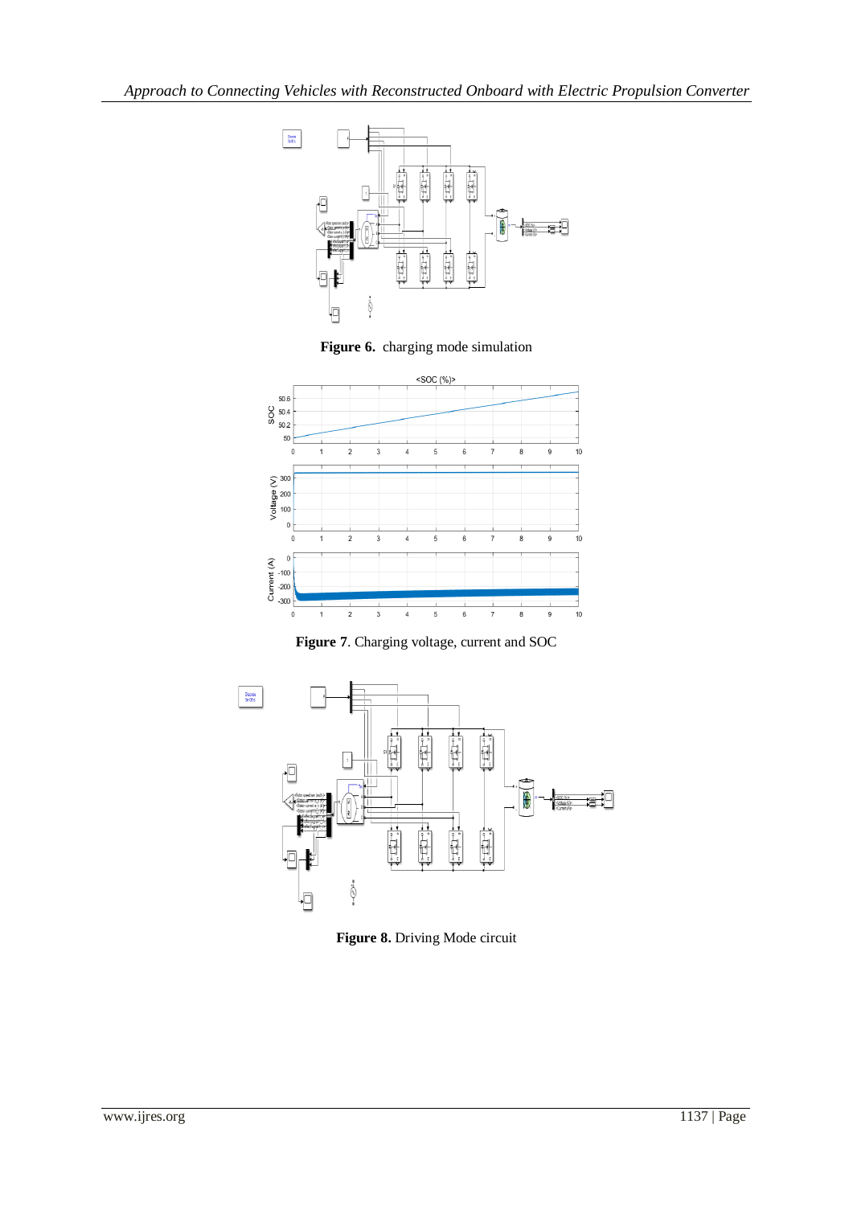**Figure 6.** charging mode simulation

**Figure 7**. Charging voltage, current and SOC

**Figure 8.** Driving Mode circuit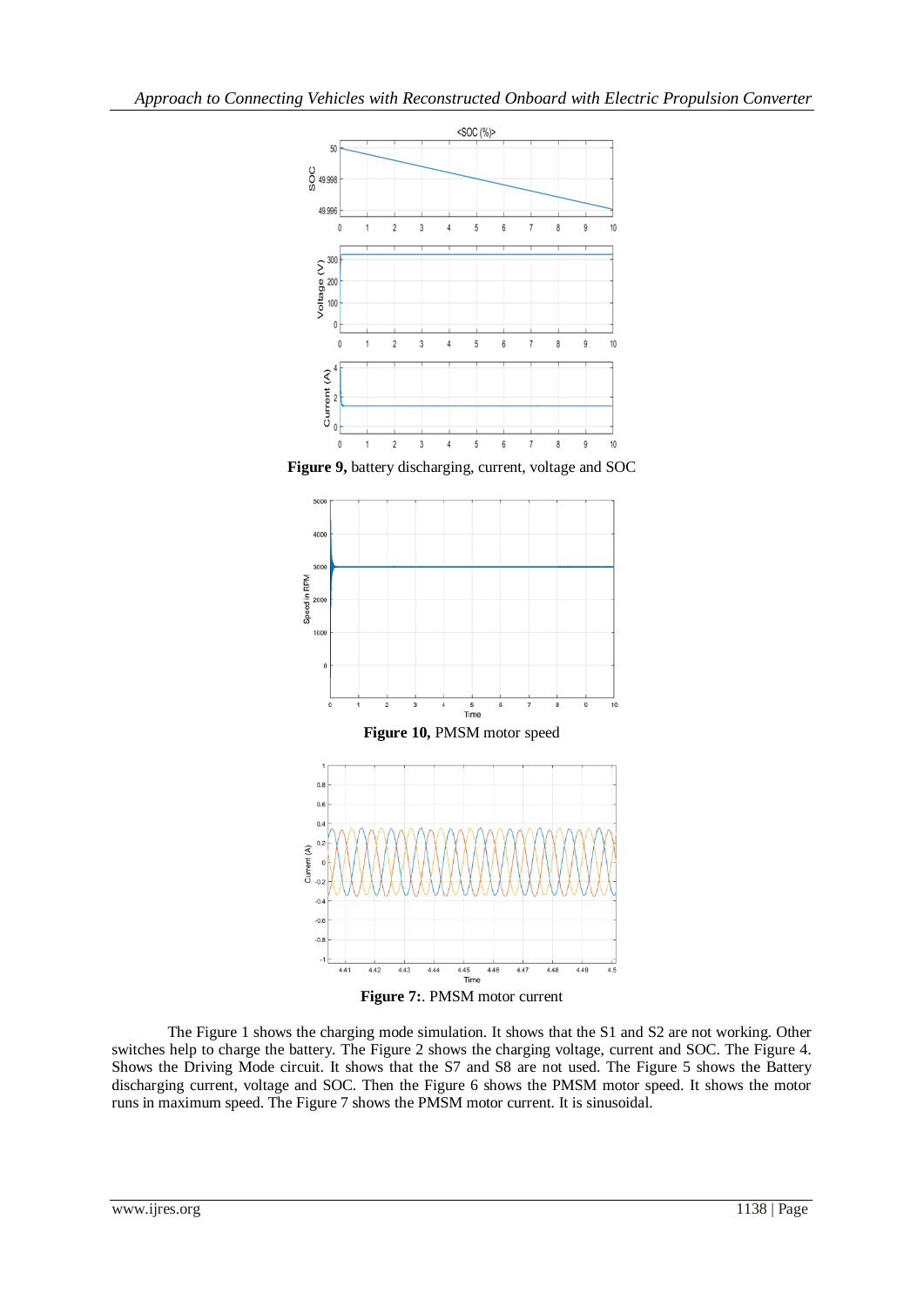**Figure 9,** battery discharging, current, voltage and SOC

**Figure 10,** PMSM motor speed

**Figure 7:**. PMSM motor current

The Figure 1 shows the charging mode simulation. It shows that the S1 and S2 are not working. Other switches help to charge the battery. The Figure 2 shows the charging voltage, current and SOC. The Figure 4. Shows the Driving Mode circuit. It shows that the S7 and S8 are not used. The Figure 5 shows the Battery discharging current, voltage and SOC. Then the Figure 6 shows the PMSM motor speed. It shows the motor runs in maximum speed. The Figure 7 shows the PMSM motor current. It is sinusoidal.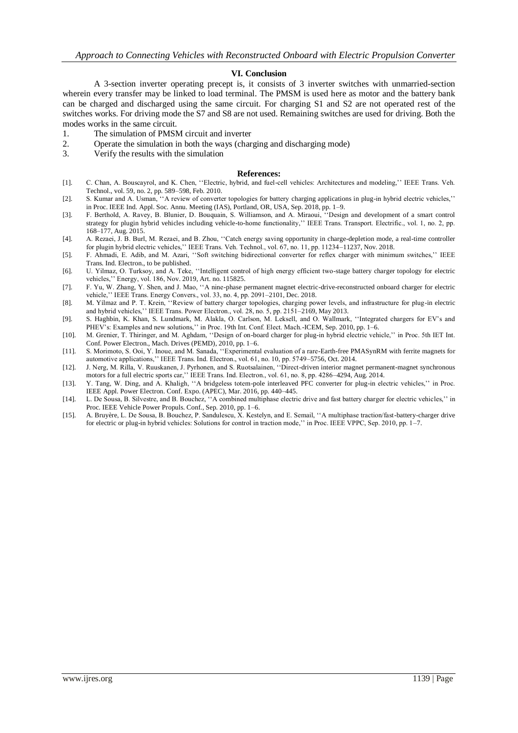## VI. Conclusion

A 3-section inverter operating precept is, it consists of 3 inverter switches with unmarried-section wherein every transfer may be linked to load terminal. The PMSM is used here as motor and the battery bank can be charged and discharged using the same circuit. For charging S1 and S2 are not operated rest of the switches works. For driving mode the S7 and S8 are not used. Remaining switches are used for driving. Both the modes works in the same circuit.

1. The simulation of PMSM circuit and inverter
2. Operate the simulation in both the ways (charging and discharging mode)
3. Verify the results with the simulation

### References:

[1]. C. Chan, A. Bouscayrol, and K. Chen, ''Electric, hybrid, and fuel-cell vehicles: Architectures and modeling,'' IEEE Trans. Veh. Technol., vol. 59, no. 2, pp. 589–598, Feb. 2010.

[2]. S. Kumar and A. Usman, ''A review of converter topologies for battery charging applications in plug-in hybrid electric vehicles,'' in Proc. IEEE Ind. Appl. Soc. Annu. Meeting (IAS), Portland, OR, USA, Sep. 2018, pp. 1–9.

[3]. F. Berthold, A. Ravey, B. Blunier, D. Bouquain, S. Williamson, and A. Miraoui, ''Design and development of a smart control strategy for plugin hybrid vehicles including vehicle-to-home functionality,'' IEEE Trans. Transport. Electrific., vol. 1, no. 2, pp. 168–177, Aug. 2015.

[4]. A. Rezaei, J. B. Burl, M. Rezaei, and B. Zhou, ''Catch energy saving opportunity in charge-depletion mode, a real-time controller for plugin hybrid electric vehicles,'' IEEE Trans. Veh. Technol., vol. 67, no. 11, pp. 11234–11237, Nov. 2018.

[5]. F. Ahmadi, E. Adib, and M. Azari, ''Soft switching bidirectional converter for reflex charger with minimum switches,'' IEEE Trans. Ind. Electron., to be published.

[6]. U. Yilmaz, O. Turksoy, and A. Teke, ''Intelligent control of high energy efficient two-stage battery charger topology for electric vehicles,'' Energy, vol. 186, Nov. 2019, Art. no. 115825.

[7]. F. Yu, W. Zhang, Y. Shen, and J. Mao, ''A nine-phase permanent magnet electric-drive-reconstructed onboard charger for electric vehicle,'' IEEE Trans. Energy Convers., vol. 33, no. 4, pp. 2091–2101, Dec. 2018.

[8]. M. Yilmaz and P. T. Krein, ''Review of battery charger topologies, charging power levels, and infrastructure for plug-in electric and hybrid vehicles,'' IEEE Trans. Power Electron., vol. 28, no. 5, pp. 2151–2169, May 2013.

[9]. S. Haghbin, K. Khan, S. Lundmark, M. Alakla, O. Carlson, M. Leksell, and O. Wallmark, ''Integrated chargers for EV's and PHEV's: Examples and new solutions,'' in Proc. 19th Int. Conf. Elect. Mach.-ICEM, Sep. 2010, pp. 1–6.

[10]. M. Grenier, T. Thiringer, and M. Aghdam, ''Design of on-board charger for plug-in hybrid electric vehicle,'' in Proc. 5th IET Int. Conf. Power Electron., Mach. Drives (PEMD), 2010, pp. 1–6.

[11]. S. Morimoto, S. Ooi, Y. Inoue, and M. Sanada, ''Experimental evaluation of a rare-Earth-free PMASynRM with ferrite magnets for automotive applications,'' IEEE Trans. Ind. Electron., vol. 61, no. 10, pp. 5749–5756, Oct. 2014.

[12]. J. Nerg, M. Rilla, V. Ruuskanen, J. Pyrhonen, and S. Ruotsalainen, ''Direct-driven interior magnet permanent-magnet synchronous motors for a full electric sports car,'' IEEE Trans. Ind. Electron., vol. 61, no. 8, pp. 4286–4294, Aug. 2014.

[13]. Y. Tang, W. Ding, and A. Khaligh, ''A bridgeless totem-pole interleaved PFC converter for plug-in electric vehicles,'' in Proc. IEEE Appl. Power Electron. Conf. Expo. (APEC), Mar. 2016, pp. 440–445.

[14]. L. De Sousa, B. Silvestre, and B. Bouchez, ''A combined multiphase electric drive and fast battery charger for electric vehicles,'' in Proc. IEEE Vehicle Power Propuls. Conf., Sep. 2010, pp. 1–6.

[15]. A. Bruyère, L. De Sousa, B. Bouchez, P. Sandulescu, X. Kestelyn, and E. Semail, ''A multiphase traction/fast-battery-charger drive for electric or plug-in hybrid vehicles: Solutions for control in traction mode,'' in Proc. IEEE VPPC, Sep. 2010, pp. 1–7.